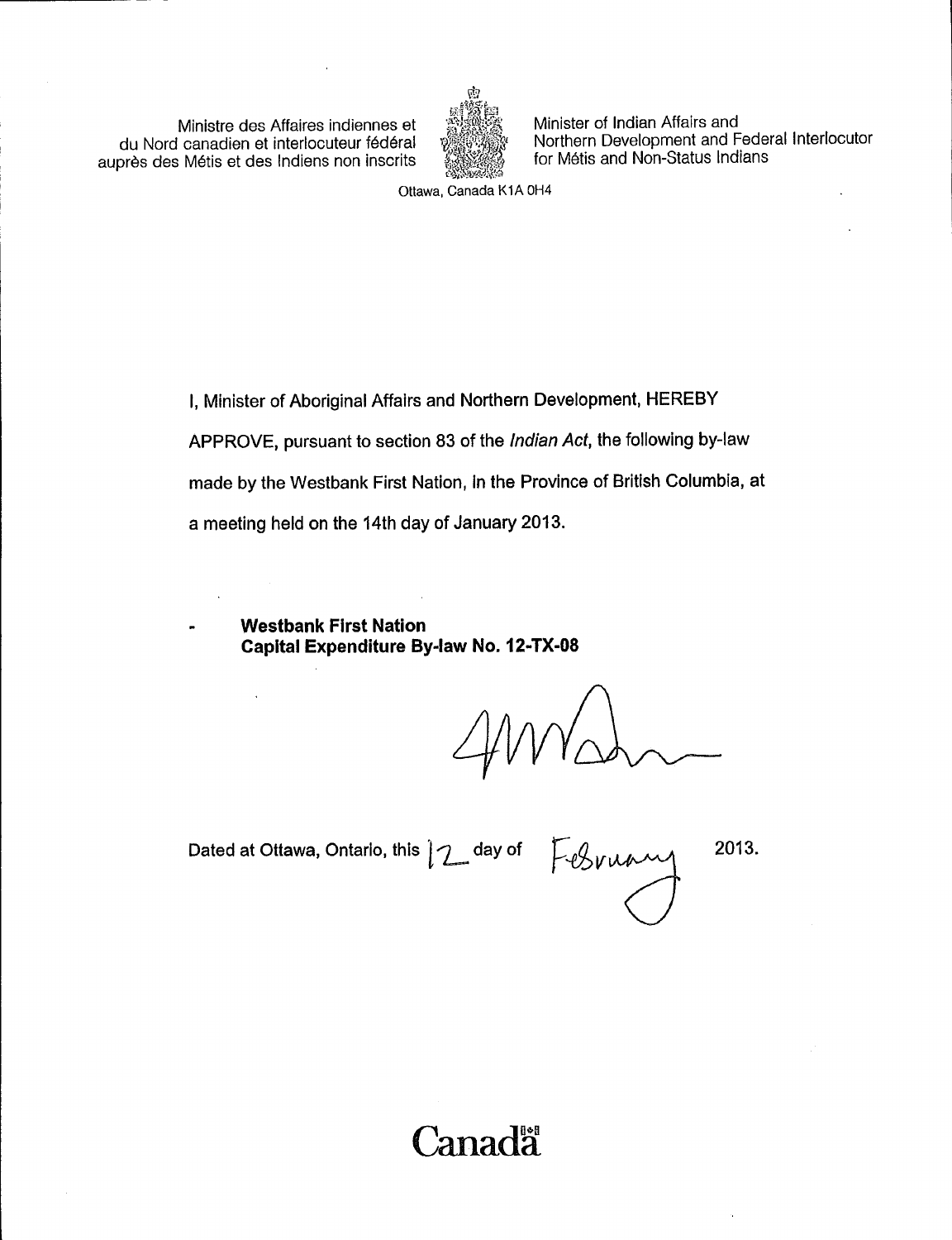Ministre des Affaires indiennes et du Nord canadien et interlocuteur fédéral auprès des Métis et des Indiens non inscrits

Minister of Indian Affairs and Northern Development and Federal Interlocutor for Métis and Non-Status Indians

Ottawa, Canada K1A 0H4

I, Minister of Aboriginal Affairs and Northern Development, HEREBY APPROVE, pursuant to section 83 of the *Indian Act*, the following by-law made by the Westbank First Nation, in the Province of British Columbia, at a meeting held on the 14th day of January 2013.

- **Westbank First Nation**
  **Capital Expenditure By-law No. 12-TX-08**

Dated at Ottawa, Ontario, this 12 day of February 2013.

Canada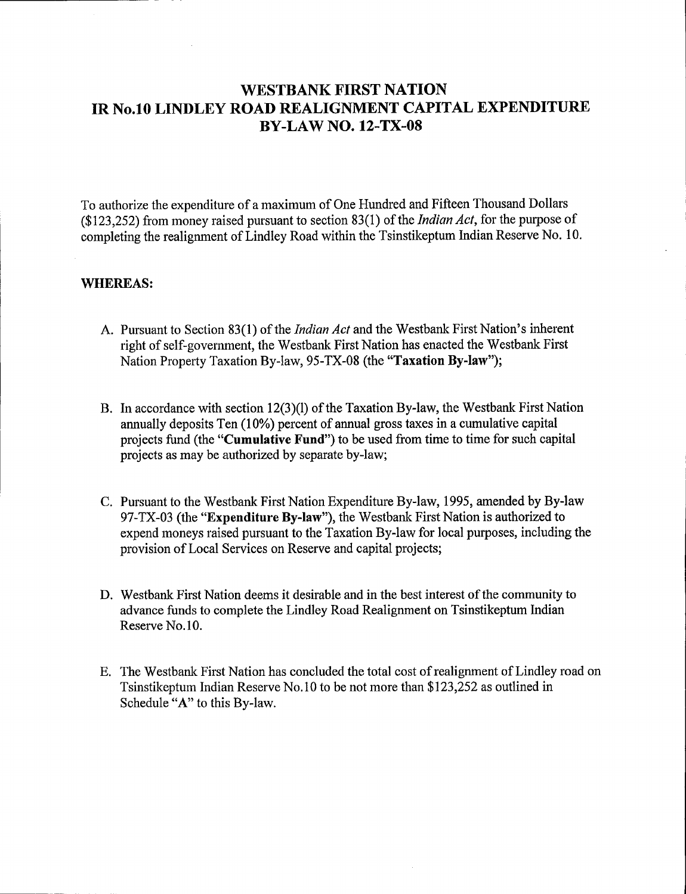# WESTBANK FIRST NATION
# IR No.10 LINDLEY ROAD REALIGNMENT CAPITAL EXPENDITURE
# BY-LAW NO. 12-TX-08

To authorize the expenditure of a maximum of One Hundred and Fifteen Thousand Dollars ($123,252) from money raised pursuant to section 83(1) of the *Indian Act*, for the purpose of completing the realignment of Lindley Road within the Tsinstikeptum Indian Reserve No. 10.

**WHEREAS:**

A. Pursuant to Section 83(1) of the *Indian Act* and the Westbank First Nation's inherent right of self-government, the Westbank First Nation has enacted the Westbank First Nation Property Taxation By-law, 95-TX-08 (the "**Taxation By-law**");

B. In accordance with section 12(3)(l) of the Taxation By-law, the Westbank First Nation annually deposits Ten (10%) percent of annual gross taxes in a cumulative capital projects fund (the "**Cumulative Fund**") to be used from time to time for such capital projects as may be authorized by separate by-law;

C. Pursuant to the Westbank First Nation Expenditure By-law, 1995, amended by By-law 97-TX-03 (the "**Expenditure By-law**"), the Westbank First Nation is authorized to expend moneys raised pursuant to the Taxation By-law for local purposes, including the provision of Local Services on Reserve and capital projects;

D. Westbank First Nation deems it desirable and in the best interest of the community to advance funds to complete the Lindley Road Realignment on Tsinstikeptum Indian Reserve No.10.

E. The Westbank First Nation has concluded the total cost of realignment of Lindley road on Tsinstikeptum Indian Reserve No.10 to be not more than $123,252 as outlined in Schedule "A" to this By-law.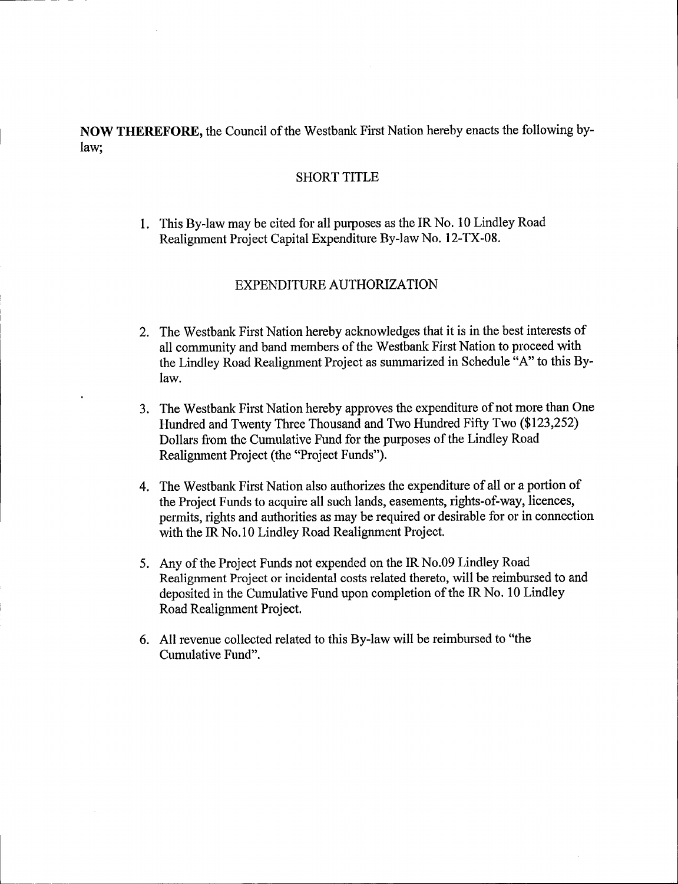**NOW THEREFORE,** the Council of the Westbank First Nation hereby enacts the following by-law;

## SHORT TITLE

1. This By-law may be cited for all purposes as the IR No. 10 Lindley Road Realignment Project Capital Expenditure By-law No. 12-TX-08.

## EXPENDITURE AUTHORIZATION

2. The Westbank First Nation hereby acknowledges that it is in the best interests of all community and band members of the Westbank First Nation to proceed with the Lindley Road Realignment Project as summarized in Schedule "A" to this By-law.

3. The Westbank First Nation hereby approves the expenditure of not more than One Hundred and Twenty Three Thousand and Two Hundred Fifty Two ($123,252) Dollars from the Cumulative Fund for the purposes of the Lindley Road Realignment Project (the "Project Funds").

4. The Westbank First Nation also authorizes the expenditure of all or a portion of the Project Funds to acquire all such lands, easements, rights-of-way, licences, permits, rights and authorities as may be required or desirable for or in connection with the IR No.10 Lindley Road Realignment Project.

5. Any of the Project Funds not expended on the IR No.09 Lindley Road Realignment Project or incidental costs related thereto, will be reimbursed to and deposited in the Cumulative Fund upon completion of the IR No. 10 Lindley Road Realignment Project.

6. All revenue collected related to this By-law will be reimbursed to "the Cumulative Fund".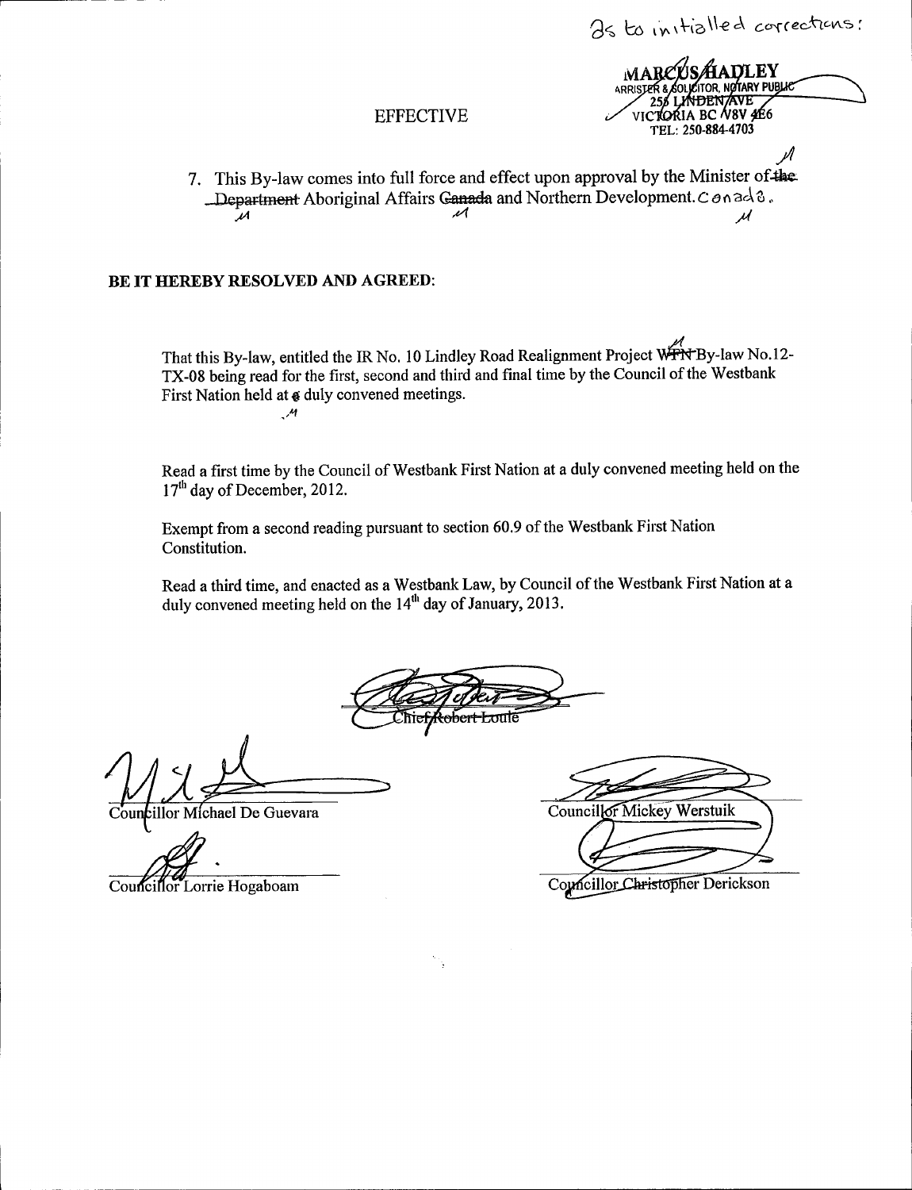as to initialled corrections:

MARCUS HADLEY
BARRISTER & SOLICITOR, NOTARY PUBLIC
255 LINDEN AVE
VICTORIA BC V8V 4E6
TEL: 250-884-4703

EFFECTIVE

7. This By-law comes into full force and effect upon approval by the Minister of ~~the Department~~ Aboriginal Affairs ~~Canada~~ and Northern Development. Canada.

**BE IT HEREBY RESOLVED AND AGREED:**

That this By-law, entitled the IR No. 10 Lindley Road Realignment Project ~~WFN~~ By-law No.12-TX-08 being read for the first, second and third and final time by the Council of the Westbank First Nation held at ~~a~~ duly convened meetings.

Read a first time by the Council of Westbank First Nation at a duly convened meeting held on the 17th day of December, 2012.

Exempt from a second reading pursuant to section 60.9 of the Westbank First Nation Constitution.

Read a third time, and enacted as a Westbank Law, by Council of the Westbank First Nation at a duly convened meeting held on the 14th day of January, 2013.

Chief Robert Louie

Councillor Michael De Guevara

Councillor Mickey Werstuik

Councillor Lorrie Hogaboam

Councillor Christopher Derickson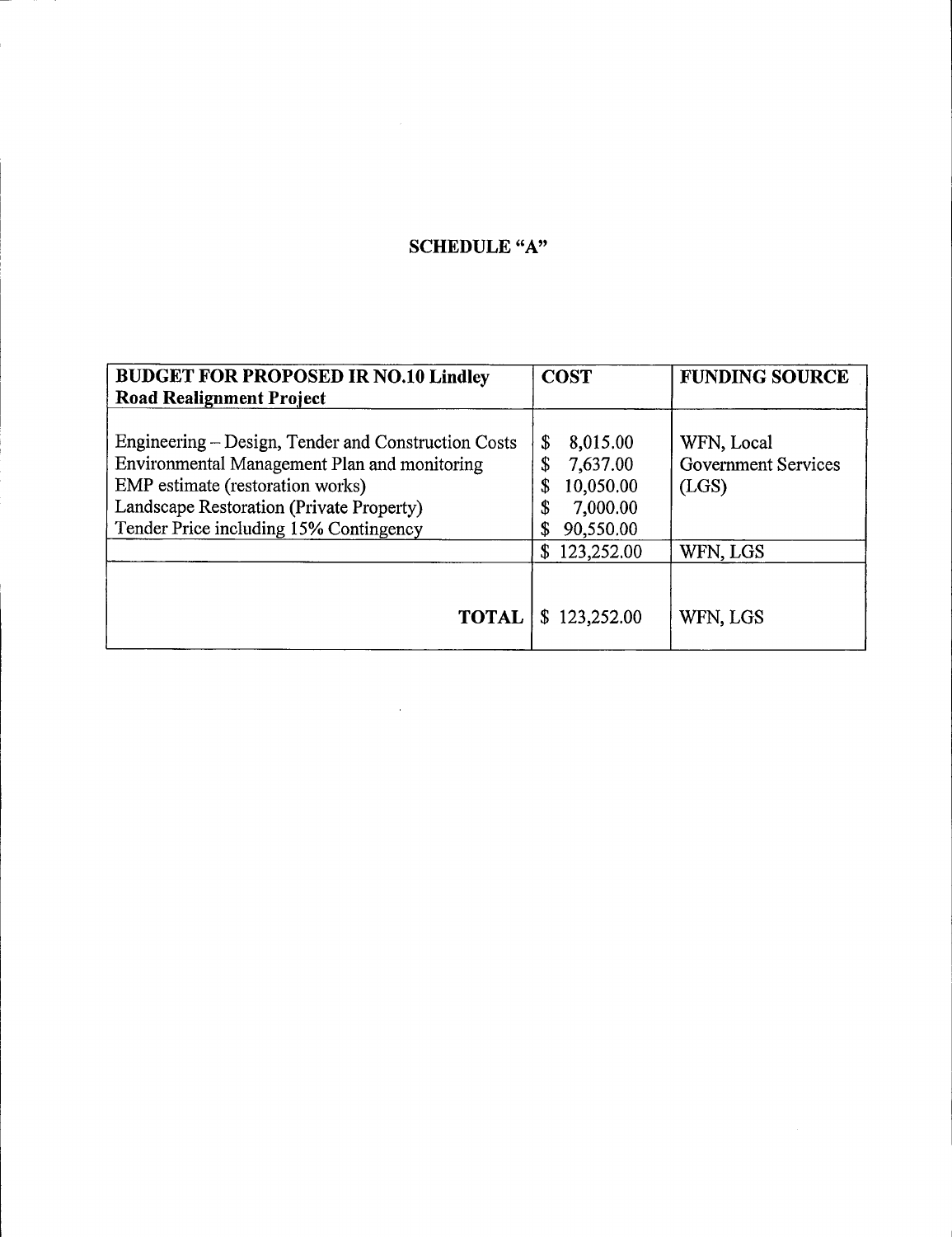# SCHEDULE "A"

| BUDGET FOR PROPOSED IR NO.10 Lindley Road Realignment Project | COST | FUNDING SOURCE |
|---|---|---|
| Engineering – Design, Tender and Construction Costs | $ 8,015.00 | WFN, Local Government Services (LGS) |
| Environmental Management Plan and monitoring | $ 7,637.00 | |
| EMP estimate (restoration works) | $ 10,050.00 | |
| Landscape Restoration (Private Property) | $ 7,000.00 | |
| Tender Price including 15% Contingency | $ 90,550.00 | |
| | $ 123,252.00 | WFN, LGS |
| **TOTAL** | $ 123,252.00 | WFN, LGS |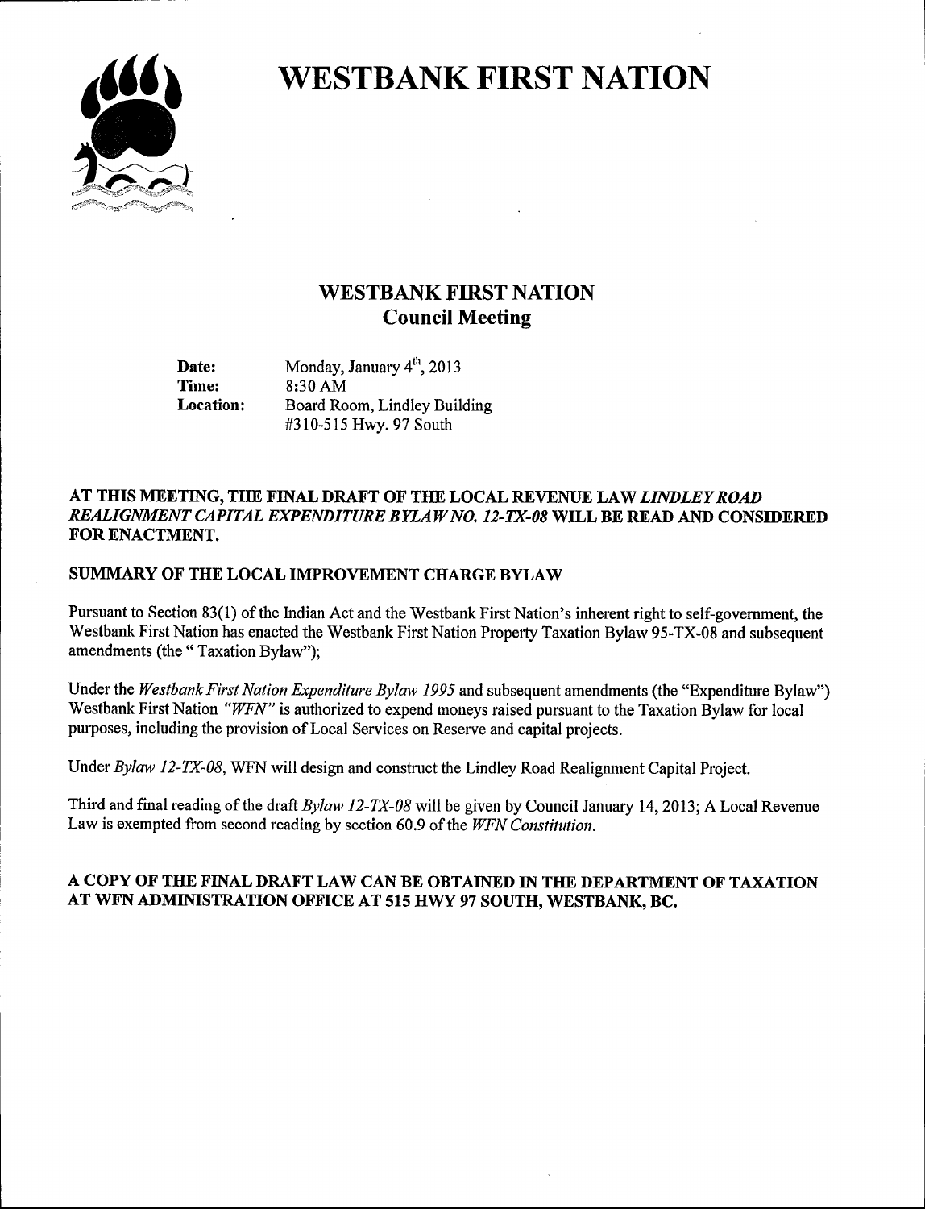# WESTBANK FIRST NATION

## WESTBANK FIRST NATION
## Council Meeting

**Date:** Monday, January 4th, 2013
**Time:** 8:30 AM
**Location:** Board Room, Lindley Building
#310-515 Hwy. 97 South

**AT THIS MEETING, THE FINAL DRAFT OF THE LOCAL REVENUE LAW *LINDLEY ROAD REALIGNMENT CAPITAL EXPENDITURE BYLAW NO. 12-TX-08* WILL BE READ AND CONSIDERED FOR ENACTMENT.**

**SUMMARY OF THE LOCAL IMPROVEMENT CHARGE BYLAW**

Pursuant to Section 83(1) of the Indian Act and the Westbank First Nation's inherent right to self-government, the Westbank First Nation has enacted the Westbank First Nation Property Taxation Bylaw 95-TX-08 and subsequent amendments (the " Taxation Bylaw");

Under the *Westbank First Nation Expenditure Bylaw 1995* and subsequent amendments (the "Expenditure Bylaw") Westbank First Nation *"WFN"* is authorized to expend moneys raised pursuant to the Taxation Bylaw for local purposes, including the provision of Local Services on Reserve and capital projects.

Under *Bylaw 12-TX-08*, WFN will design and construct the Lindley Road Realignment Capital Project.

Third and final reading of the draft *Bylaw 12-TX-08* will be given by Council January 14, 2013; A Local Revenue Law is exempted from second reading by section 60.9 of the *WFN Constitution*.

**A COPY OF THE FINAL DRAFT LAW CAN BE OBTAINED IN THE DEPARTMENT OF TAXATION AT WFN ADMINISTRATION OFFICE AT 515 HWY 97 SOUTH, WESTBANK, BC.**